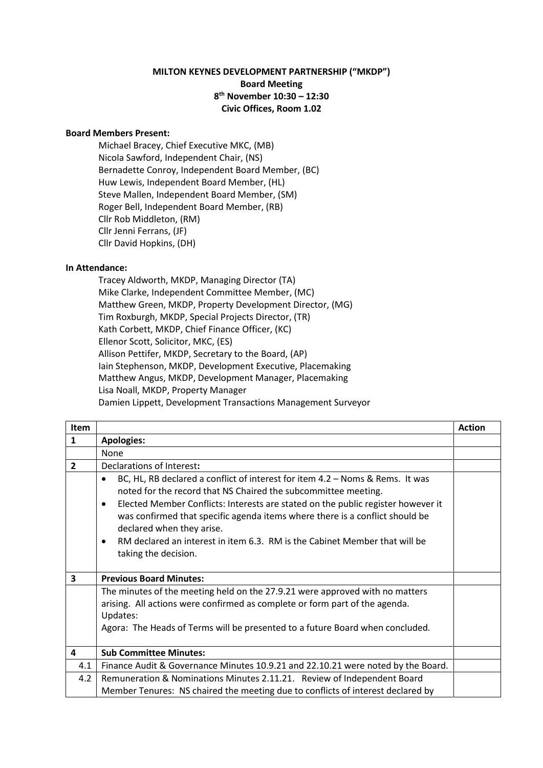**MILTON KEYNES DEVELOPMENT PARTNERSHIP ("MKDP")**
**Board Meeting**
**8th November 10:30 – 12:30**
**Civic Offices, Room 1.02**

**Board Members Present:**

Michael Bracey, Chief Executive MKC, (MB)
Nicola Sawford, Independent Chair, (NS)
Bernadette Conroy, Independent Board Member, (BC)
Huw Lewis, Independent Board Member, (HL)
Steve Mallen, Independent Board Member, (SM)
Roger Bell, Independent Board Member, (RB)
Cllr Rob Middleton, (RM)
Cllr Jenni Ferrans, (JF)
Cllr David Hopkins, (DH)

**In Attendance:**

Tracey Aldworth, MKDP, Managing Director (TA)
Mike Clarke, Independent Committee Member, (MC)
Matthew Green, MKDP, Property Development Director, (MG)
Tim Roxburgh, MKDP, Special Projects Director, (TR)
Kath Corbett, MKDP, Chief Finance Officer, (KC)
Ellenor Scott, Solicitor, MKC, (ES)
Allison Pettifer, MKDP, Secretary to the Board, (AP)
Iain Stephenson, MKDP, Development Executive, Placemaking
Matthew Angus, MKDP, Development Manager, Placemaking
Lisa Noall, MKDP, Property Manager
Damien Lippett, Development Transactions Management Surveyor

| Item | | Action |
|---|---|---|
| 1 | **Apologies:** | |
| | None | |
| 2 | Declarations of Interest**:** | |
| | • BC, HL, RB declared a conflict of interest for item 4.2 – Noms & Rems. It was noted for the record that NS Chaired the subcommittee meeting.<br>• Elected Member Conflicts: Interests are stated on the public register however it was confirmed that specific agenda items where there is a conflict should be declared when they arise.<br>• RM declared an interest in item 6.3. RM is the Cabinet Member that will be taking the decision. | |
| 3 | **Previous Board Minutes:** | |
| | The minutes of the meeting held on the 27.9.21 were approved with no matters arising. All actions were confirmed as complete or form part of the agenda.<br>Updates:<br>Agora: The Heads of Terms will be presented to a future Board when concluded. | |
| 4 | **Sub Committee Minutes:** | |
| 4.1 | Finance Audit & Governance Minutes 10.9.21 and 22.10.21 were noted by the Board. | |
| 4.2 | Remuneration & Nominations Minutes 2.11.21. Review of Independent Board Member Tenures: NS chaired the meeting due to conflicts of interest declared by | |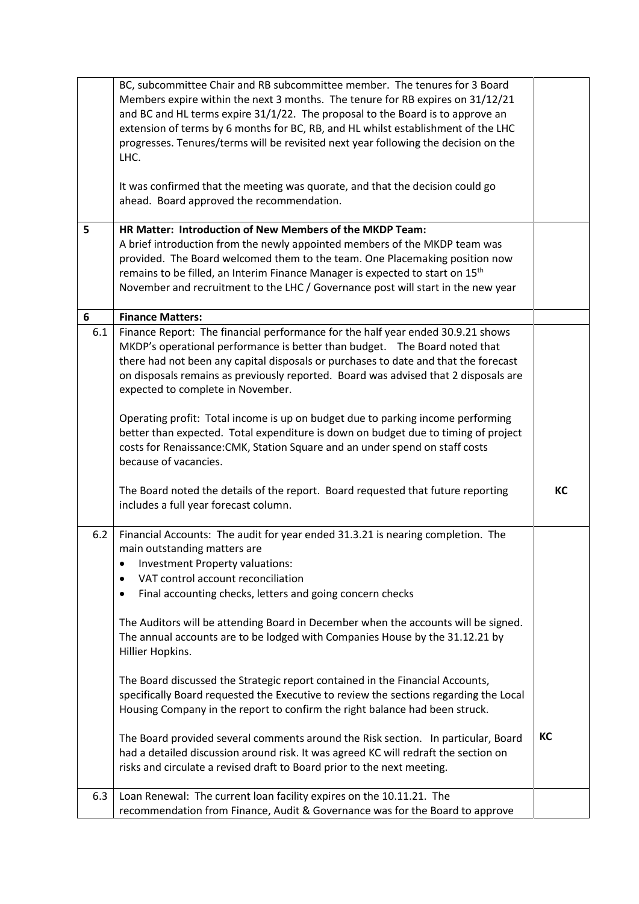|   |   |   |
|---|---|---|
|   | BC, subcommittee Chair and RB subcommittee member. The tenures for 3 Board Members expire within the next 3 months. The tenure for RB expires on 31/12/21 and BC and HL terms expire 31/1/22. The proposal to the Board is to approve an extension of terms by 6 months for BC, RB, and HL whilst establishment of the LHC progresses. Tenures/terms will be revisited next year following the decision on the LHC.<br><br>It was confirmed that the meeting was quorate, and that the decision could go ahead. Board approved the recommendation. |   |
| **5** | **HR Matter: Introduction of New Members of the MKDP Team:**<br>A brief introduction from the newly appointed members of the MKDP team was provided. The Board welcomed them to the team. One Placemaking position now remains to be filled, an Interim Finance Manager is expected to start on 15th November and recruitment to the LHC / Governance post will start in the new year |   |
| **6** | **Finance Matters:** |   |
| 6.1 | Finance Report: The financial performance for the half year ended 30.9.21 shows MKDP's operational performance is better than budget. The Board noted that there had not been any capital disposals or purchases to date and that the forecast on disposals remains as previously reported. Board was advised that 2 disposals are expected to complete in November.<br><br>Operating profit: Total income is up on budget due to parking income performing better than expected. Total expenditure is down on budget due to timing of project costs for Renaissance:CMK, Station Square and an under spend on staff costs because of vacancies.<br><br>The Board noted the details of the report. Board requested that future reporting includes a full year forecast column. | **KC** |
| 6.2 | Financial Accounts: The audit for year ended 31.3.21 is nearing completion. The main outstanding matters are<br>• Investment Property valuations:<br>• VAT control account reconciliation<br>• Final accounting checks, letters and going concern checks<br><br>The Auditors will be attending Board in December when the accounts will be signed. The annual accounts are to be lodged with Companies House by the 31.12.21 by Hillier Hopkins.<br><br>The Board discussed the Strategic report contained in the Financial Accounts, specifically Board requested the Executive to review the sections regarding the Local Housing Company in the report to confirm the right balance had been struck.<br><br>The Board provided several comments around the Risk section. In particular, Board had a detailed discussion around risk. It was agreed KC will redraft the section on risks and circulate a revised draft to Board prior to the next meeting. | **KC** |
| 6.3 | Loan Renewal: The current loan facility expires on the 10.11.21. The recommendation from Finance, Audit & Governance was for the Board to approve |   |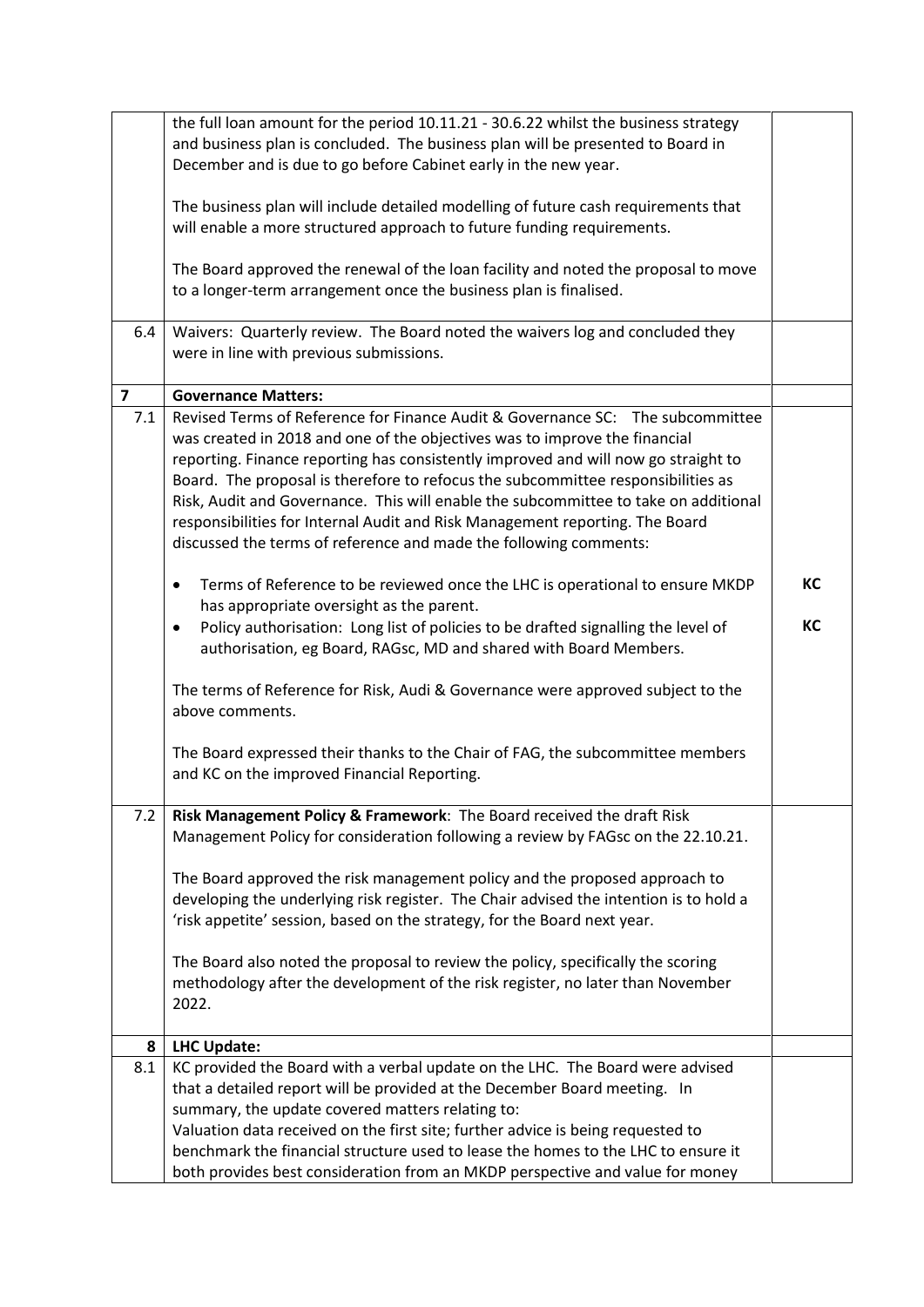| | | |
|---|---|---|
| | the full loan amount for the period 10.11.21 - 30.6.22 whilst the business strategy and business plan is concluded. The business plan will be presented to Board in December and is due to go before Cabinet early in the new year.<br><br>The business plan will include detailed modelling of future cash requirements that will enable a more structured approach to future funding requirements.<br><br>The Board approved the renewal of the loan facility and noted the proposal to move to a longer-term arrangement once the business plan is finalised. | |
| 6.4 | Waivers: Quarterly review. The Board noted the waivers log and concluded they were in line with previous submissions. | |
| **7** | **Governance Matters:** | |
| 7.1 | Revised Terms of Reference for Finance Audit & Governance SC: The subcommittee was created in 2018 and one of the objectives was to improve the financial reporting. Finance reporting has consistently improved and will now go straight to Board. The proposal is therefore to refocus the subcommittee responsibilities as Risk, Audit and Governance. This will enable the subcommittee to take on additional responsibilities for Internal Audit and Risk Management reporting. The Board discussed the terms of reference and made the following comments:<br><br>• Terms of Reference to be reviewed once the LHC is operational to ensure MKDP has appropriate oversight as the parent.<br>• Policy authorisation: Long list of policies to be drafted signalling the level of authorisation, eg Board, RAGsc, MD and shared with Board Members.<br><br>The terms of Reference for Risk, Audi & Governance were approved subject to the above comments.<br><br>The Board expressed their thanks to the Chair of FAG, the subcommittee members and KC on the improved Financial Reporting. | **KC**<br><br>**KC** |
| 7.2 | **Risk Management Policy & Framework**: The Board received the draft Risk Management Policy for consideration following a review by FAGsc on the 22.10.21.<br><br>The Board approved the risk management policy and the proposed approach to developing the underlying risk register. The Chair advised the intention is to hold a 'risk appetite' session, based on the strategy, for the Board next year.<br><br>The Board also noted the proposal to review the policy, specifically the scoring methodology after the development of the risk register, no later than November 2022. | |
| **8** | **LHC Update:** | |
| 8.1 | KC provided the Board with a verbal update on the LHC. The Board were advised that a detailed report will be provided at the December Board meeting. In summary, the update covered matters relating to:<br>Valuation data received on the first site; further advice is being requested to benchmark the financial structure used to lease the homes to the LHC to ensure it both provides best consideration from an MKDP perspective and value for money | |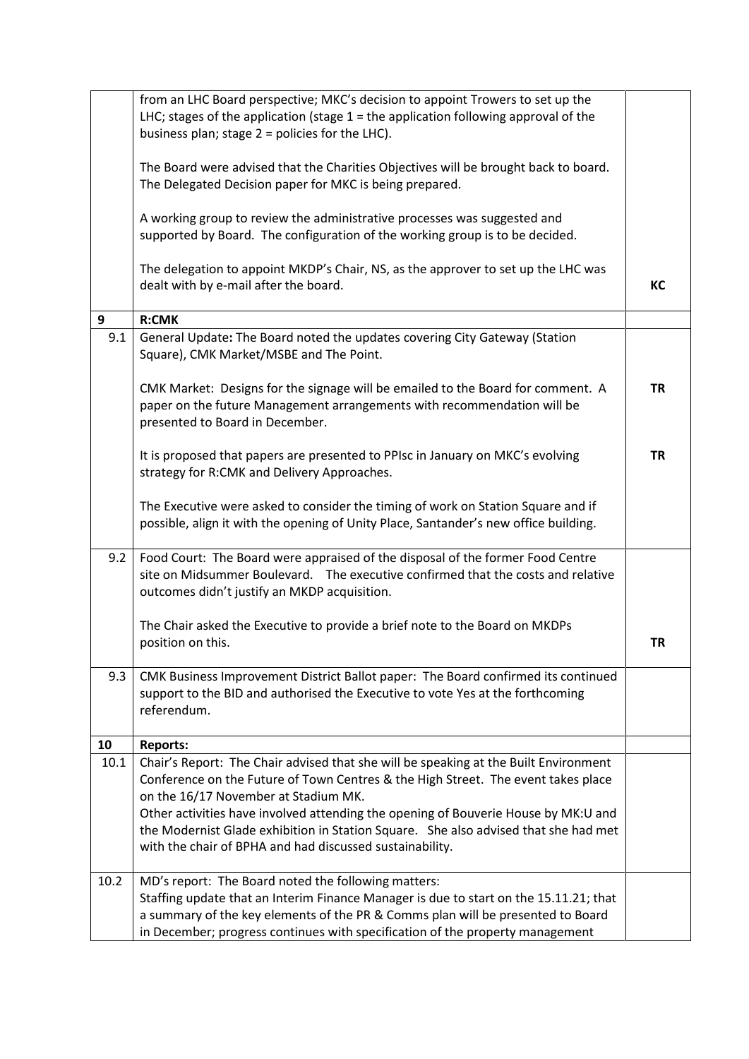|  |  |  |
| --- | --- | --- |
|  | from an LHC Board perspective; MKC's decision to appoint Trowers to set up the LHC; stages of the application (stage 1 = the application following approval of the business plan; stage 2 = policies for the LHC).<br><br>The Board were advised that the Charities Objectives will be brought back to board. The Delegated Decision paper for MKC is being prepared.<br><br>A working group to review the administrative processes was suggested and supported by Board. The configuration of the working group is to be decided.<br><br>The delegation to appoint MKDP's Chair, NS, as the approver to set up the LHC was dealt with by e-mail after the board. | **KC** |
| **9** | **R:CMK** |  |
| 9.1 | General Update**:** The Board noted the updates covering City Gateway (Station Square), CMK Market/MSBE and The Point.<br><br>CMK Market: Designs for the signage will be emailed to the Board for comment. A paper on the future Management arrangements with recommendation will be presented to Board in December.<br><br>It is proposed that papers are presented to PPIsc in January on MKC's evolving strategy for R:CMK and Delivery Approaches.<br><br>The Executive were asked to consider the timing of work on Station Square and if possible, align it with the opening of Unity Place, Santander's new office building. | **TR**<br><br>**TR** |
| 9.2 | Food Court: The Board were appraised of the disposal of the former Food Centre site on Midsummer Boulevard. The executive confirmed that the costs and relative outcomes didn't justify an MKDP acquisition.<br><br>The Chair asked the Executive to provide a brief note to the Board on MKDPs position on this. | **TR** |
| 9.3 | CMK Business Improvement District Ballot paper: The Board confirmed its continued support to the BID and authorised the Executive to vote Yes at the forthcoming referendum. |  |
| **10** | **Reports:** |  |
| 10.1 | Chair's Report: The Chair advised that she will be speaking at the Built Environment Conference on the Future of Town Centres & the High Street. The event takes place on the 16/17 November at Stadium MK.<br>Other activities have involved attending the opening of Bouverie House by MK:U and the Modernist Glade exhibition in Station Square. She also advised that she had met with the chair of BPHA and had discussed sustainability. |  |
| 10.2 | MD's report: The Board noted the following matters:<br>Staffing update that an Interim Finance Manager is due to start on the 15.11.21; that a summary of the key elements of the PR & Comms plan will be presented to Board in December; progress continues with specification of the property management |  |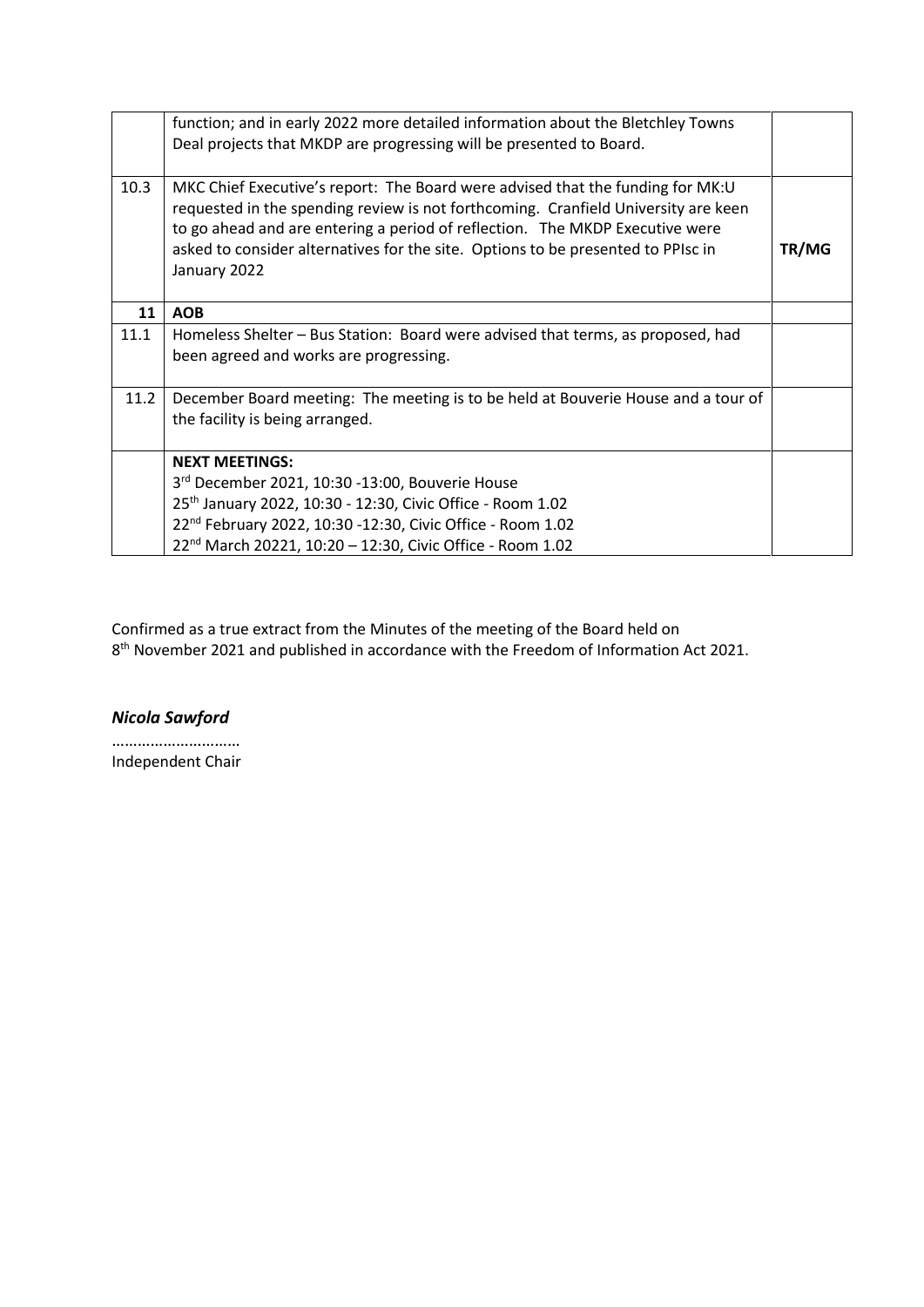| | | |
|---|---|---|
| | function; and in early 2022 more detailed information about the Bletchley Towns Deal projects that MKDP are progressing will be presented to Board. | |
| 10.3 | MKC Chief Executive's report: The Board were advised that the funding for MK:U requested in the spending review is not forthcoming. Cranfield University are keen to go ahead and are entering a period of reflection. The MKDP Executive were asked to consider alternatives for the site. Options to be presented to PPIsc in January 2022 | **TR/MG** |
| **11** | **AOB** | |
| 11.1 | Homeless Shelter – Bus Station: Board were advised that terms, as proposed, had been agreed and works are progressing. | |
| 11.2 | December Board meeting: The meeting is to be held at Bouverie House and a tour of the facility is being arranged. | |
| | **NEXT MEETINGS:**<br>3rd December 2021, 10:30 -13:00, Bouverie House<br>25th January 2022, 10:30 - 12:30, Civic Office - Room 1.02<br>22nd February 2022, 10:30 -12:30, Civic Office - Room 1.02<br>22nd March 20221, 10:20 – 12:30, Civic Office - Room 1.02 | |

Confirmed as a true extract from the Minutes of the meeting of the Board held on 8th November 2021 and published in accordance with the Freedom of Information Act 2021.

***Nicola Sawford***

…………………………
Independent Chair